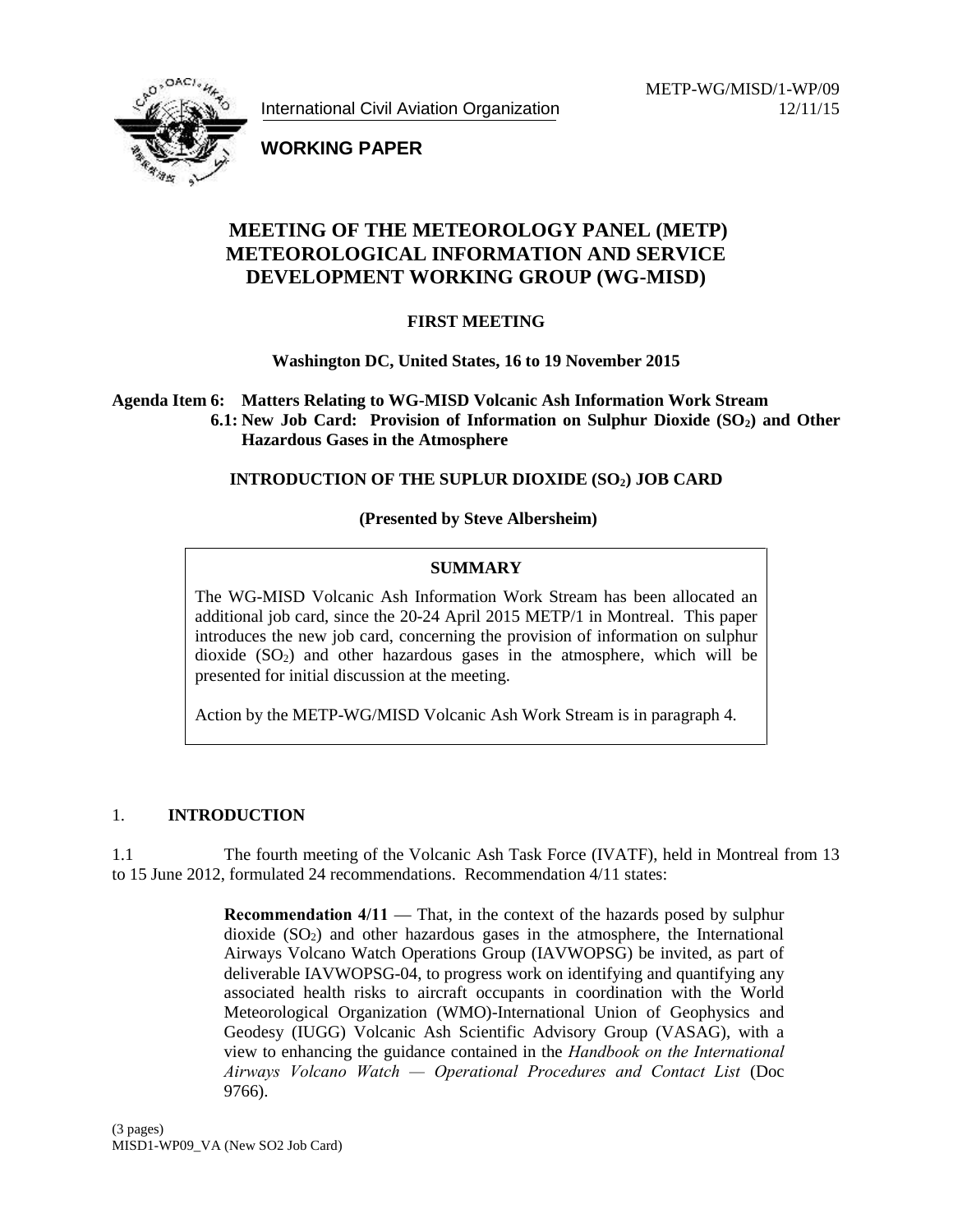METP-WG/MISD/1-WP/09
12/11/15

International Civil Aviation Organization

**WORKING PAPER**

# MEETING OF THE METEOROLOGY PANEL (METP) METEOROLOGICAL INFORMATION AND SERVICE DEVELOPMENT WORKING GROUP (WG-MISD)

**FIRST MEETING**

**Washington DC, United States, 16 to 19 November 2015**

**Agenda Item 6: Matters Relating to WG-MISD Volcanic Ash Information Work Stream**
**6.1: New Job Card: Provision of Information on Sulphur Dioxide ($SO_2$) and Other Hazardous Gases in the Atmosphere**

**INTRODUCTION OF THE SUPLUR DIOXIDE ($SO_2$) JOB CARD**

**(Presented by Steve Albersheim)**

**SUMMARY**

The WG-MISD Volcanic Ash Information Work Stream has been allocated an additional job card, since the 20-24 April 2015 METP/1 in Montreal. This paper introduces the new job card, concerning the provision of information on sulphur dioxide ($SO_2$) and other hazardous gases in the atmosphere, which will be presented for initial discussion at the meeting.

Action by the METP-WG/MISD Volcanic Ash Work Stream is in paragraph 4.

## 1. INTRODUCTION

1.1 The fourth meeting of the Volcanic Ash Task Force (IVATF), held in Montreal from 13 to 15 June 2012, formulated 24 recommendations. Recommendation 4/11 states:

> **Recommendation 4/11** — That, in the context of the hazards posed by sulphur dioxide ($SO_2$) and other hazardous gases in the atmosphere, the International Airways Volcano Watch Operations Group (IAVWOPSG) be invited, as part of deliverable IAVWOPSG-04, to progress work on identifying and quantifying any associated health risks to aircraft occupants in coordination with the World Meteorological Organization (WMO)-International Union of Geophysics and Geodesy (IUGG) Volcanic Ash Scientific Advisory Group (VASAG), with a view to enhancing the guidance contained in the *Handbook on the International Airways Volcano Watch — Operational Procedures and Contact List* (Doc 9766).

(3 pages)
MISD1-WP09_VA (New SO2 Job Card)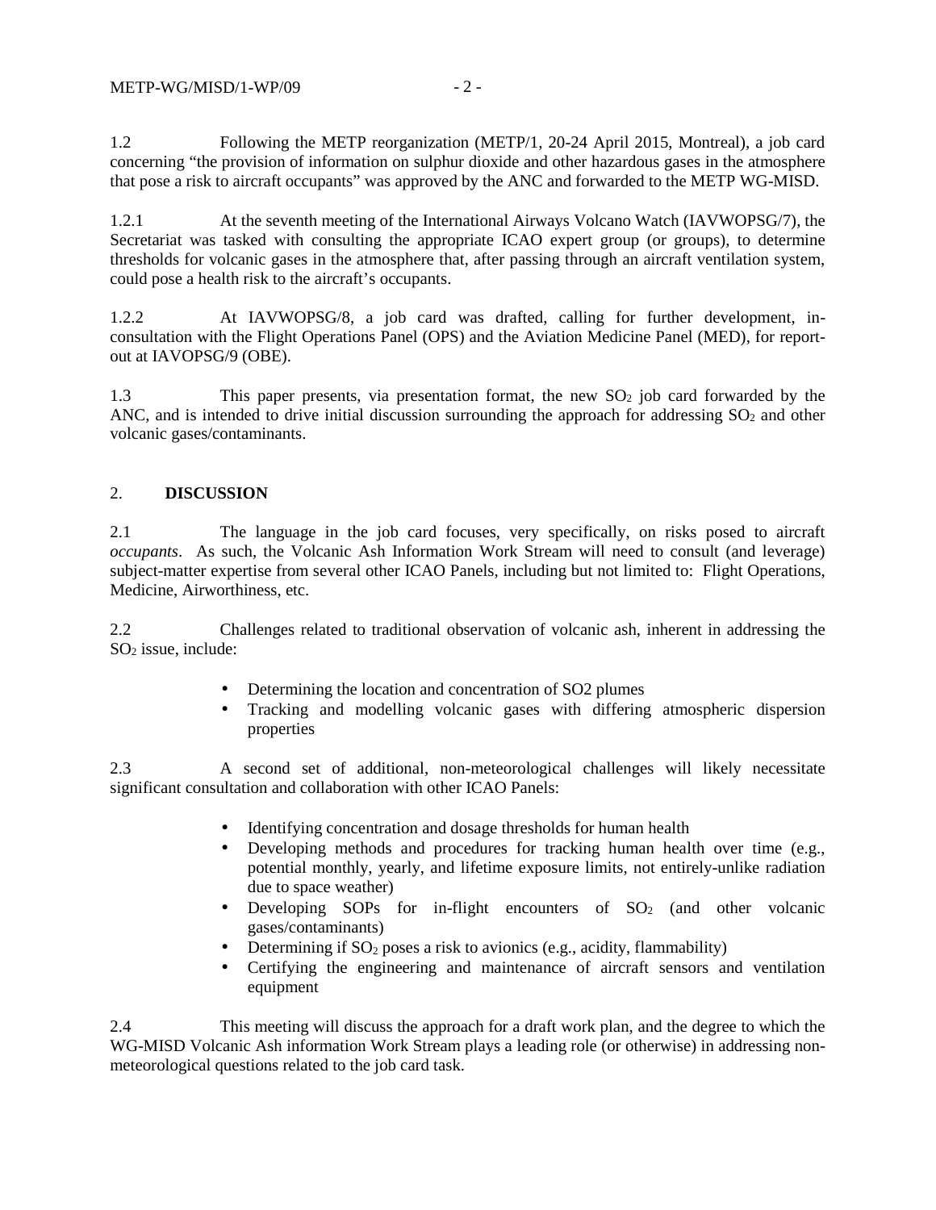1.2 Following the METP reorganization (METP/1, 20-24 April 2015, Montreal), a job card concerning "the provision of information on sulphur dioxide and other hazardous gases in the atmosphere that pose a risk to aircraft occupants" was approved by the ANC and forwarded to the METP WG-MISD.

1.2.1 At the seventh meeting of the International Airways Volcano Watch (IAVWOPSG/7), the Secretariat was tasked with consulting the appropriate ICAO expert group (or groups), to determine thresholds for volcanic gases in the atmosphere that, after passing through an aircraft ventilation system, could pose a health risk to the aircraft's occupants.

1.2.2 At IAVWOPSG/8, a job card was drafted, calling for further development, in-consultation with the Flight Operations Panel (OPS) and the Aviation Medicine Panel (MED), for report-out at IAVOPSG/9 (OBE).

1.3 This paper presents, via presentation format, the new $SO_2$ job card forwarded by the ANC, and is intended to drive initial discussion surrounding the approach for addressing $SO_2$ and other volcanic gases/contaminants.

## 2. **DISCUSSION**

2.1 The language in the job card focuses, very specifically, on risks posed to aircraft *occupants*. As such, the Volcanic Ash Information Work Stream will need to consult (and leverage) subject-matter expertise from several other ICAO Panels, including but not limited to: Flight Operations, Medicine, Airworthiness, etc.

2.2 Challenges related to traditional observation of volcanic ash, inherent in addressing the $SO_2$ issue, include:

- Determining the location and concentration of SO2 plumes
- Tracking and modelling volcanic gases with differing atmospheric dispersion properties

2.3 A second set of additional, non-meteorological challenges will likely necessitate significant consultation and collaboration with other ICAO Panels:

- Identifying concentration and dosage thresholds for human health
- Developing methods and procedures for tracking human health over time (e.g., potential monthly, yearly, and lifetime exposure limits, not entirely-unlike radiation due to space weather)
- Developing SOPs for in-flight encounters of $SO_2$ (and other volcanic gases/contaminants)
- Determining if $SO_2$ poses a risk to avionics (e.g., acidity, flammability)
- Certifying the engineering and maintenance of aircraft sensors and ventilation equipment

2.4 This meeting will discuss the approach for a draft work plan, and the degree to which the WG-MISD Volcanic Ash information Work Stream plays a leading role (or otherwise) in addressing non-meteorological questions related to the job card task.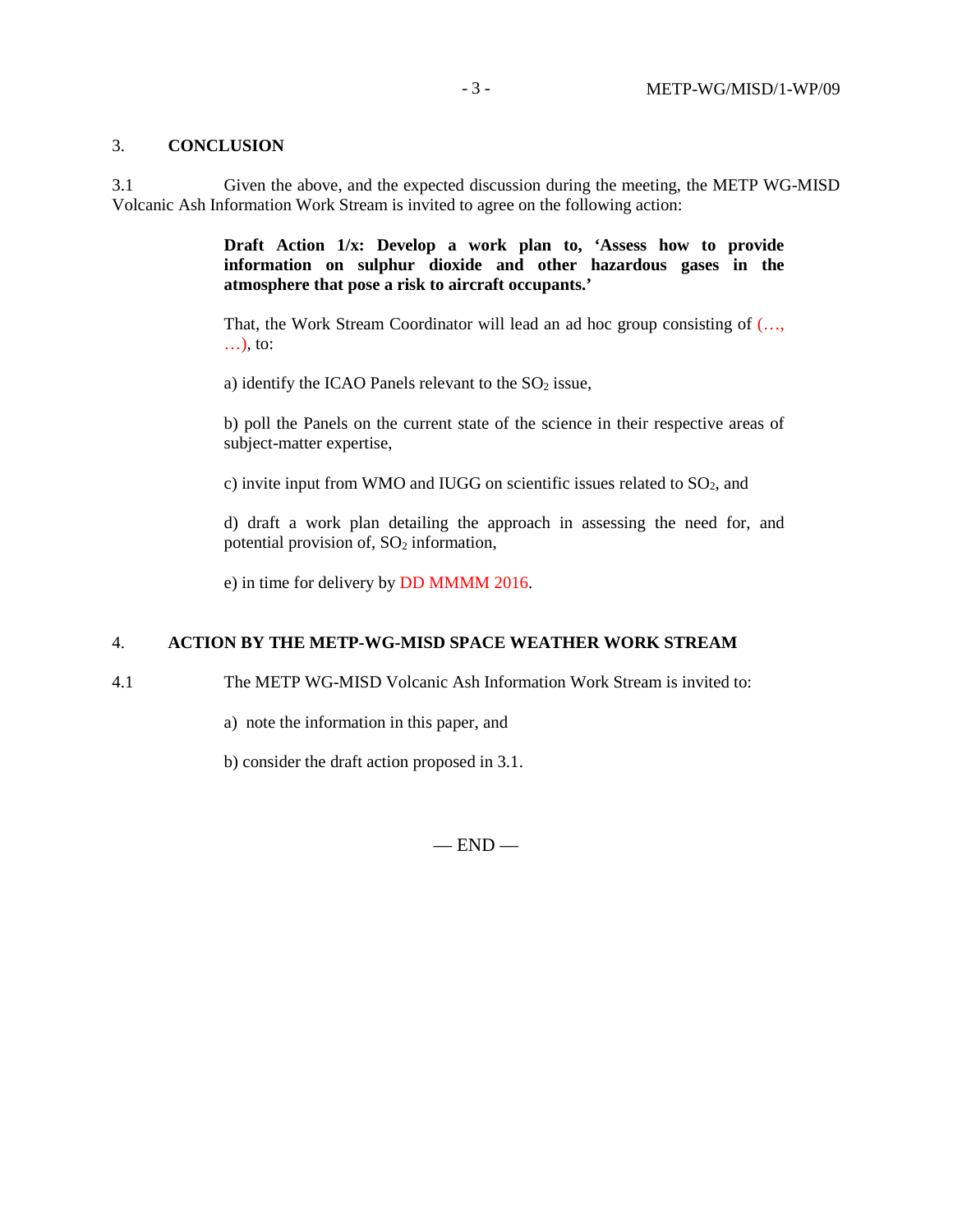## 3. CONCLUSION

3.1 Given the above, and the expected discussion during the meeting, the METP WG-MISD Volcanic Ash Information Work Stream is invited to agree on the following action:

> **Draft Action 1/x: Develop a work plan to, 'Assess how to provide information on sulphur dioxide and other hazardous gases in the atmosphere that pose a risk to aircraft occupants.'**
>
> That, the Work Stream Coordinator will lead an ad hoc group consisting of (…, …), to:
>
> a) identify the ICAO Panels relevant to the $SO_2$ issue,
>
> b) poll the Panels on the current state of the science in their respective areas of subject-matter expertise,
>
> c) invite input from WMO and IUGG on scientific issues related to $SO_2$, and
>
> d) draft a work plan detailing the approach in assessing the need for, and potential provision of, $SO_2$ information,
>
> e) in time for delivery by DD MMMM 2016.

## 4. ACTION BY THE METP-WG-MISD SPACE WEATHER WORK STREAM

4.1 The METP WG-MISD Volcanic Ash Information Work Stream is invited to:

a) note the information in this paper, and

b) consider the draft action proposed in 3.1.

— END —